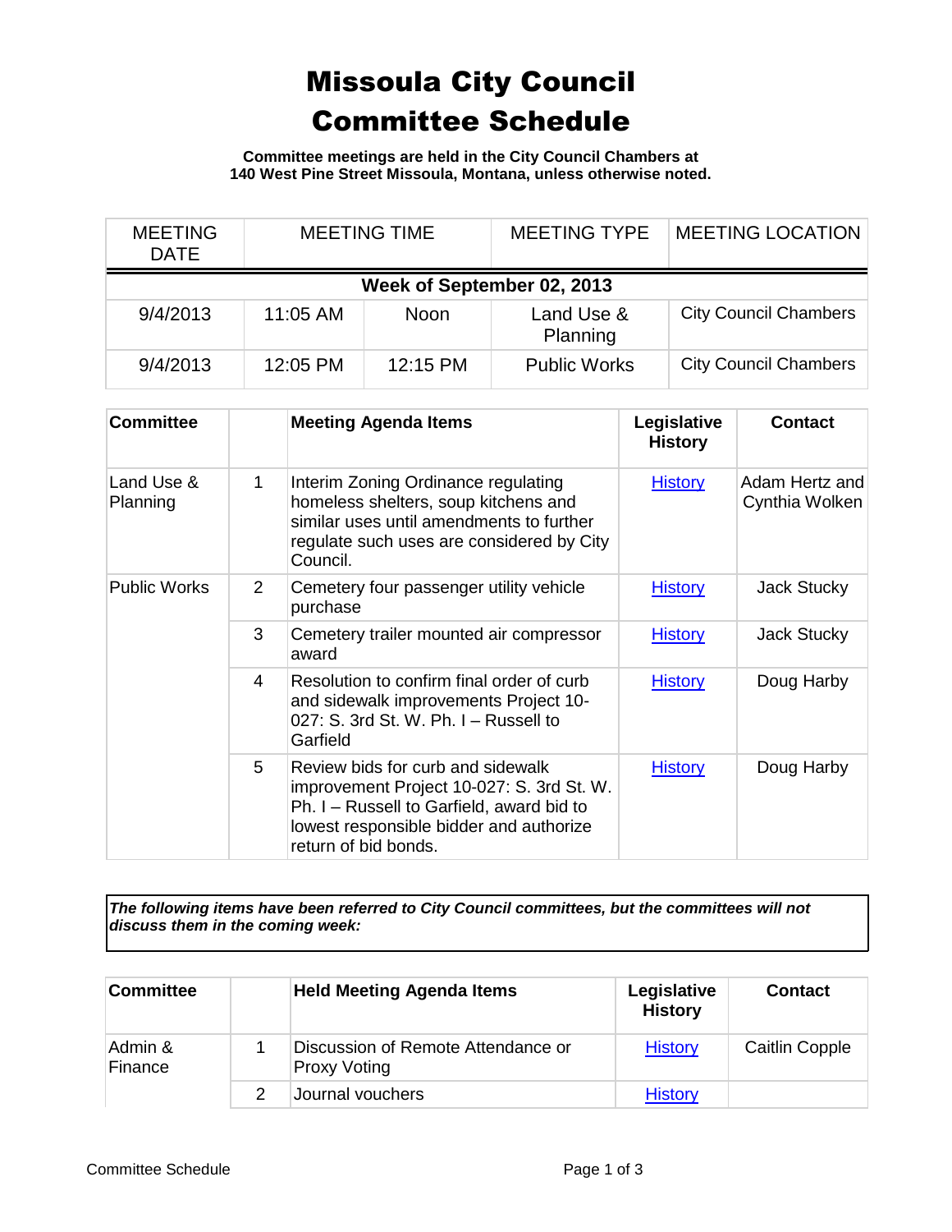# Missoula City Council Committee Schedule

**Committee meetings are held in the City Council Chambers at 140 West Pine Street Missoula, Montana, unless otherwise noted.**

| MEETING DATE | MEETING TIME | | MEETING TYPE | MEETING LOCATION |
|---|---|---|---|---|
| **Week of September 02, 2013** | | | | |
| 9/4/2013 | 11:05 AM | Noon | Land Use & Planning | City Council Chambers |
| 9/4/2013 | 12:05 PM | 12:15 PM | Public Works | City Council Chambers |

| Committee | | Meeting Agenda Items | Legislative History | Contact |
|---|---|---|---|---|
| Land Use & Planning | 1 | Interim Zoning Ordinance regulating homeless shelters, soup kitchens and similar uses until amendments to further regulate such uses are considered by City Council. | History | Adam Hertz and Cynthia Wolken |
| Public Works | 2 | Cemetery four passenger utility vehicle purchase | History | Jack Stucky |
| | 3 | Cemetery trailer mounted air compressor award | History | Jack Stucky |
| | 4 | Resolution to confirm final order of curb and sidewalk improvements Project 10-027: S. 3rd St. W. Ph. I – Russell to Garfield | History | Doug Harby |
| | 5 | Review bids for curb and sidewalk improvement Project 10-027: S. 3rd St. W. Ph. I – Russell to Garfield, award bid to lowest responsible bidder and authorize return of bid bonds. | History | Doug Harby |

***The following items have been referred to City Council committees, but the committees will not discuss them in the coming week:***

| Committee | | Held Meeting Agenda Items | Legislative History | Contact |
|---|---|---|---|---|
| Admin & Finance | 1 | Discussion of Remote Attendance or Proxy Voting | History | Caitlin Copple |
| | 2 | Journal vouchers | History | |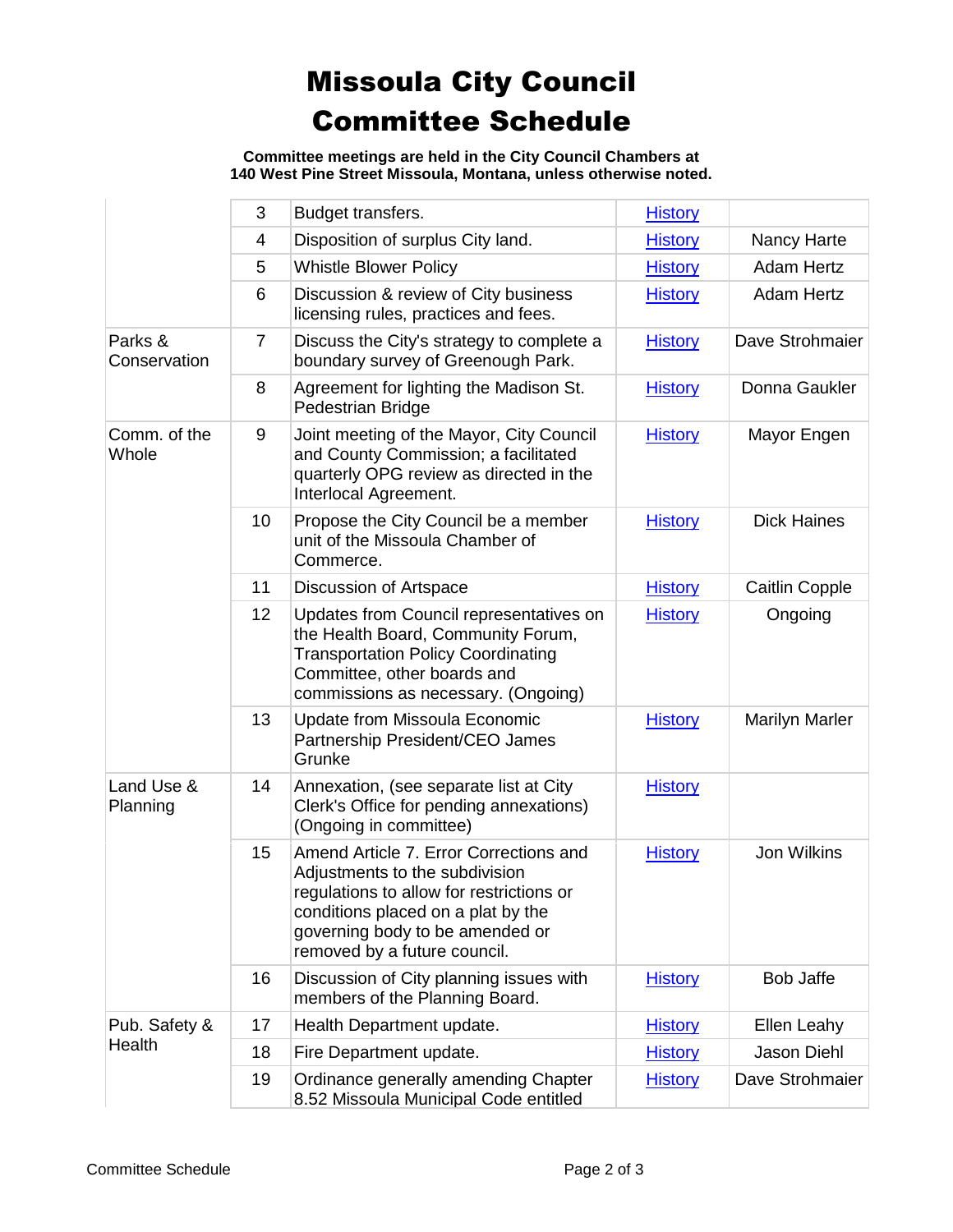# Missoula City Council
# Committee Schedule

**Committee meetings are held in the City Council Chambers at 140 West Pine Street Missoula, Montana, unless otherwise noted.**

| | | | | |
|---|---|---|---|---|
| | 3 | Budget transfers. | History | |
| | 4 | Disposition of surplus City land. | History | Nancy Harte |
| | 5 | Whistle Blower Policy | History | Adam Hertz |
| | 6 | Discussion & review of City business licensing rules, practices and fees. | History | Adam Hertz |
| Parks & Conservation | 7 | Discuss the City's strategy to complete a boundary survey of Greenough Park. | History | Dave Strohmaier |
| | 8 | Agreement for lighting the Madison St. Pedestrian Bridge | History | Donna Gaukler |
| Comm. of the Whole | 9 | Joint meeting of the Mayor, City Council and County Commission; a facilitated quarterly OPG review as directed in the Interlocal Agreement. | History | Mayor Engen |
| | 10 | Propose the City Council be a member unit of the Missoula Chamber of Commerce. | History | Dick Haines |
| | 11 | Discussion of Artspace | History | Caitlin Copple |
| | 12 | Updates from Council representatives on the Health Board, Community Forum, Transportation Policy Coordinating Committee, other boards and commissions as necessary. (Ongoing) | History | Ongoing |
| | 13 | Update from Missoula Economic Partnership President/CEO James Grunke | History | Marilyn Marler |
| Land Use & Planning | 14 | Annexation, (see separate list at City Clerk's Office for pending annexations) (Ongoing in committee) | History | |
| | 15 | Amend Article 7. Error Corrections and Adjustments to the subdivision regulations to allow for restrictions or conditions placed on a plat by the governing body to be amended or removed by a future council. | History | Jon Wilkins |
| | 16 | Discussion of City planning issues with members of the Planning Board. | History | Bob Jaffe |
| Pub. Safety & Health | 17 | Health Department update. | History | Ellen Leahy |
| | 18 | Fire Department update. | History | Jason Diehl |
| | 19 | Ordinance generally amending Chapter 8.52 Missoula Municipal Code entitled | History | Dave Strohmaier |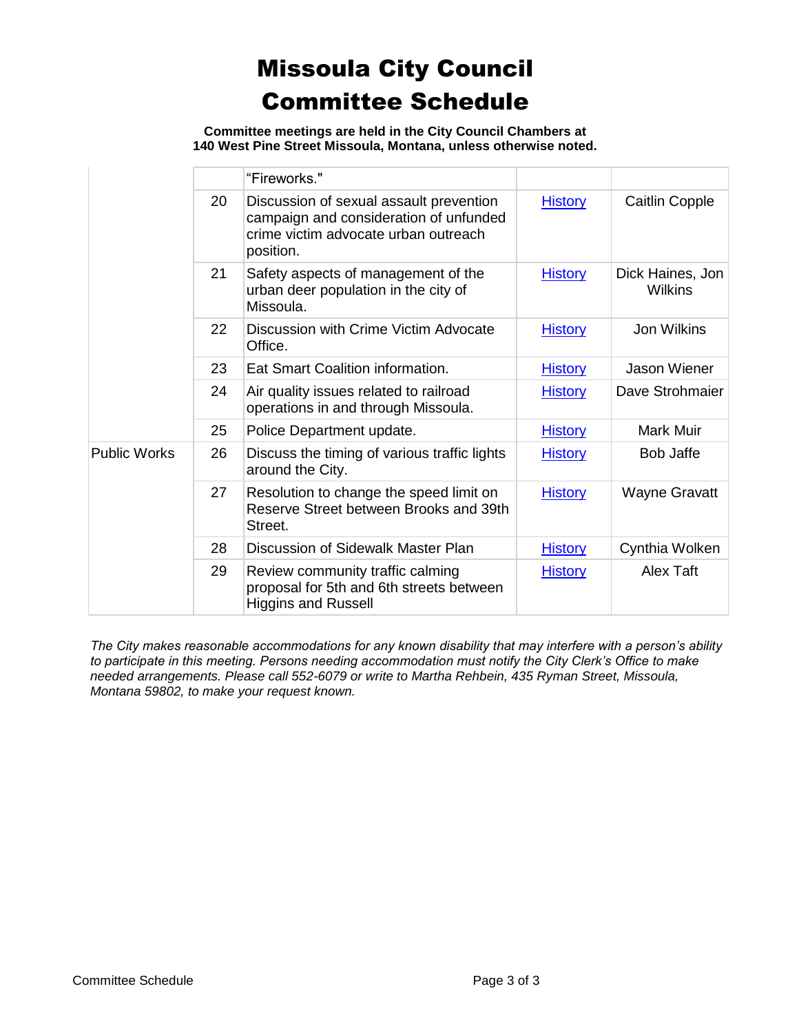# Missoula City Council Committee Schedule

**Committee meetings are held in the City Council Chambers at 140 West Pine Street Missoula, Montana, unless otherwise noted.**

| | | | | |
|---|---|---|---|---|
| | | "Fireworks." | | |
| | 20 | Discussion of sexual assault prevention campaign and consideration of unfunded crime victim advocate urban outreach position. | History | Caitlin Copple |
| | 21 | Safety aspects of management of the urban deer population in the city of Missoula. | History | Dick Haines, Jon Wilkins |
| | 22 | Discussion with Crime Victim Advocate Office. | History | Jon Wilkins |
| | 23 | Eat Smart Coalition information. | History | Jason Wiener |
| | 24 | Air quality issues related to railroad operations in and through Missoula. | History | Dave Strohmaier |
| | 25 | Police Department update. | History | Mark Muir |
| Public Works | 26 | Discuss the timing of various traffic lights around the City. | History | Bob Jaffe |
| | 27 | Resolution to change the speed limit on Reserve Street between Brooks and 39th Street. | History | Wayne Gravatt |
| | 28 | Discussion of Sidewalk Master Plan | History | Cynthia Wolken |
| | 29 | Review community traffic calming proposal for 5th and 6th streets between Higgins and Russell | History | Alex Taft |

*The City makes reasonable accommodations for any known disability that may interfere with a person's ability to participate in this meeting. Persons needing accommodation must notify the City Clerk's Office to make needed arrangements. Please call 552-6079 or write to Martha Rehbein, 435 Ryman Street, Missoula, Montana 59802, to make your request known.*